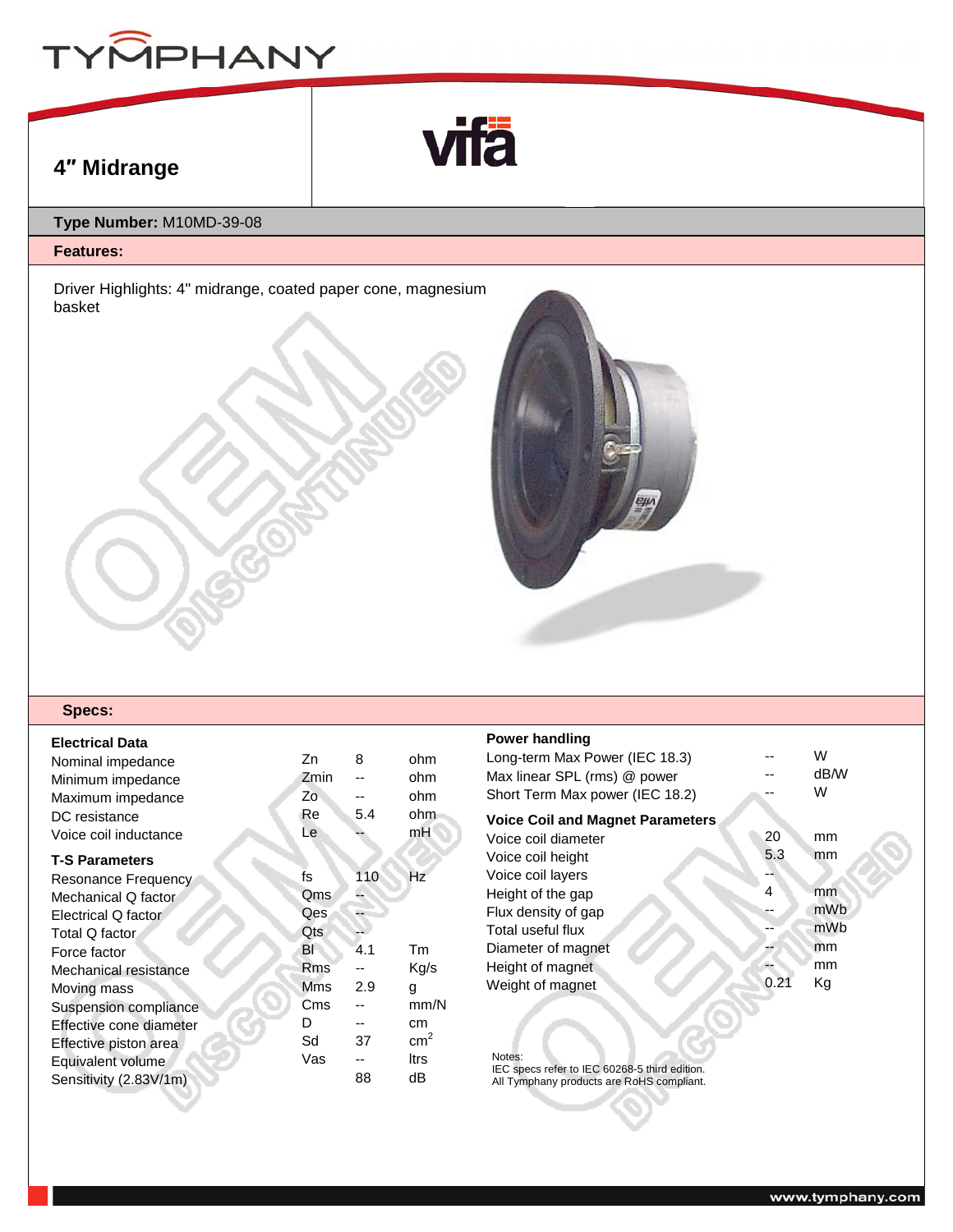# 4″ Midrange

**Type Number:** M10MD-39-08

## Features:

Driver Highlights: 4" midrange, coated paper cone, magnesium basket

## Specs:

**Electrical Data**

| Parameter | Symbol | Value | Unit |
|---|---|---|---|
| Nominal impedance | Zn | 8 | ohm |
| Minimum impedance | Zmin | -- | ohm |
| Maximum impedance | Zo | -- | ohm |
| DC resistance | Re | 5.4 | ohm |
| Voice coil inductance | Le | -- | mH |

**T-S Parameters**

| Parameter | Symbol | Value | Unit |
|---|---|---|---|
| Resonance Frequency | fs | 110 | Hz |
| Mechanical Q factor | Qms | -- | |
| Electrical Q factor | Qes | -- | |
| Total Q factor | Qts | -- | |
| Force factor | Bl | 4.1 | Tm |
| Mechanical resistance | Rms | -- | Kg/s |
| Moving mass | Mms | 2.9 | g |
| Suspension compliance | Cms | -- | mm/N |
| Effective cone diameter | D | -- | cm |
| Effective piston area | Sd | 37 | $cm^2$ |
| Equivalent volume | Vas | -- | ltrs |
| Sensitivity (2.83V/1m) | | 88 | dB |

**Power handling**

| Parameter | Value | Unit |
|---|---|---|
| Long-term Max Power (IEC 18.3) | -- | W |
| Max linear SPL (rms) @ power | -- | dB/W |
| Short Term Max power (IEC 18.2) | -- | W |

**Voice Coil and Magnet Parameters**

| Parameter | Value | Unit |
|---|---|---|
| Voice coil diameter | 20 | mm |
| Voice coil height | 5.3 | mm |
| Voice coil layers | -- | |
| Height of the gap | 4 | mm |
| Flux density of gap | -- | mWb |
| Total useful flux | -- | mWb |
| Diameter of magnet | -- | mm |
| Height of magnet | -- | mm |
| Weight of magnet | 0.21 | Kg |

Notes:
IEC specs refer to IEC 60268-5 third edition.
All Tymphany products are RoHS compliant.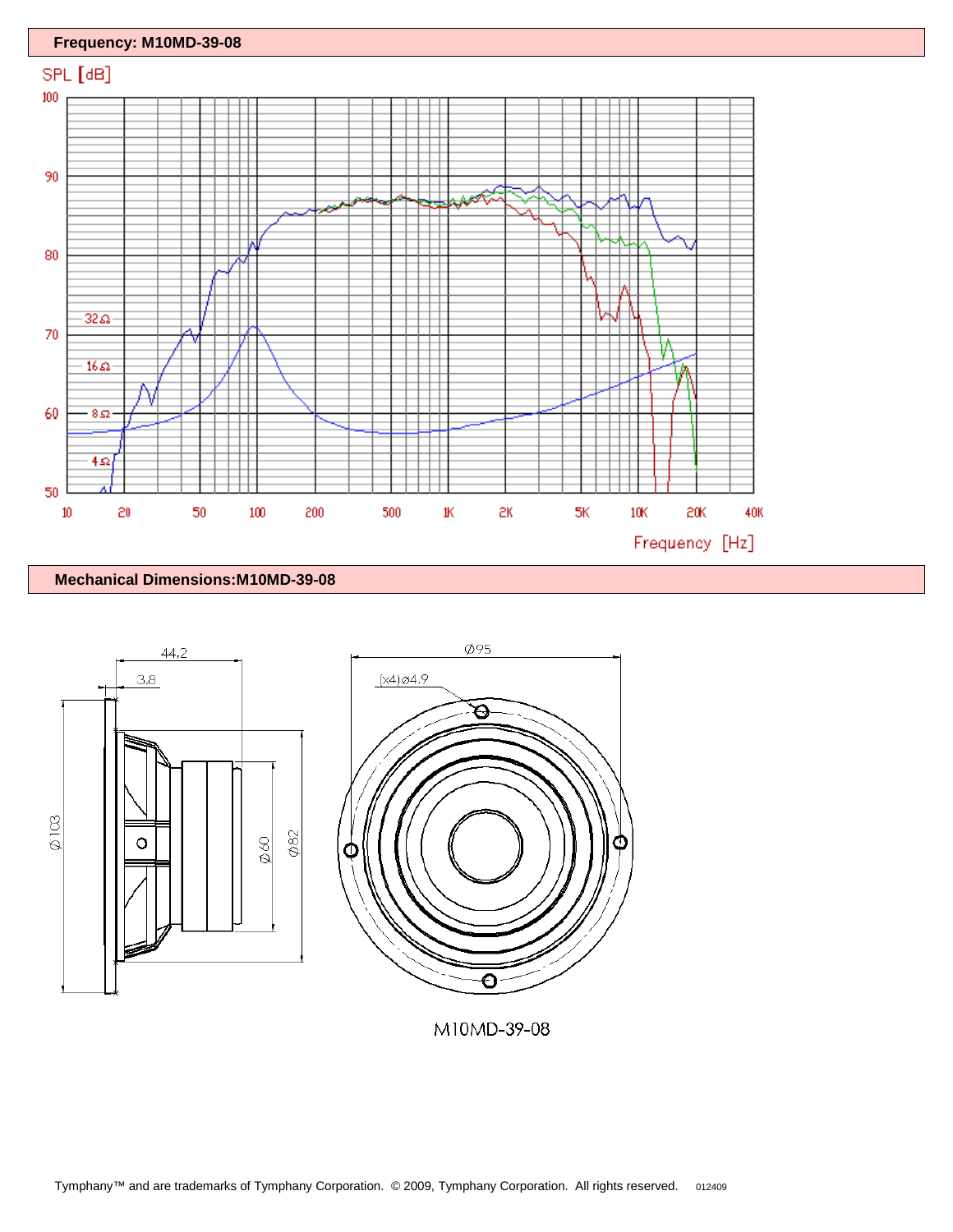## Frequency: M10MD-39-08

SPL [dB]

100
90
80
70
60
50

32Ω
16Ω
8Ω
4Ω

10 20 50 100 200 500 1K 2K 5K 10K 20K 40K

Frequency [Hz]

## Mechanical Dimensions:M10MD-39-08

44,2
3,8
Ø103
Ø60
Ø82
Ø95
(x4)Ø4,9

M10MD-39-08

Tymphany™ and are trademarks of Tymphany Corporation. © 2009, Tymphany Corporation. All rights reserved. 012409